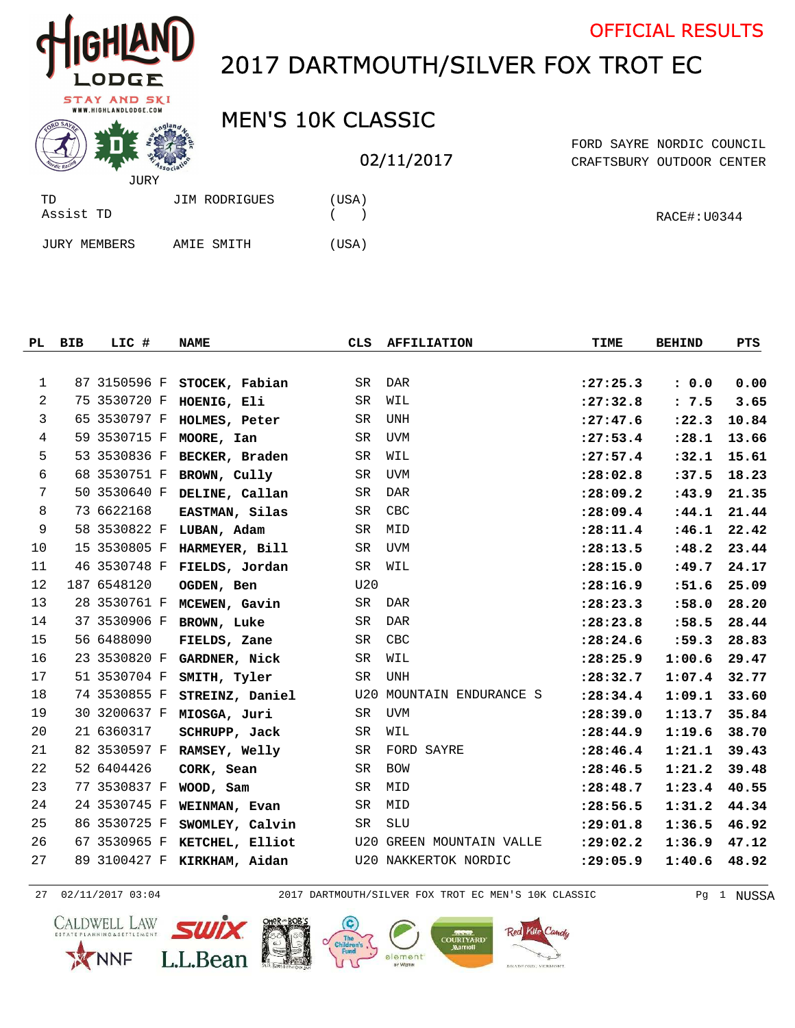# OFFICIAL RESULTS

# 2017 DARTMOUTH/SILVER FOX TROT EC

## MEN'S 10K CLASSIC

02/11/2017

FORD SAYRE NORDIC COUNCIL
CRAFTSBURY OUTDOOR CENTER

JURY

| | | |
|---|---|---|
| TD | JIM RODRIGUES | (USA) |
| Assist TD | | ( ) |
| JURY MEMBERS | AMIE SMITH | (USA) |

RACE#:U0344

| PL | BIB | LIC # | NAME | CLS | AFFILIATION | TIME | BEHIND | PTS |
|---|---|---|---|---|---|---|---|---|
| 1 | 87 | 3150596 F | **STOCEK, Fabian** | SR | DAR | **:27:25.3** | **: 0.0** | **0.00** |
| 2 | 75 | 3530720 F | **HOENIG, Eli** | SR | WIL | **:27:32.8** | **: 7.5** | **3.65** |
| 3 | 65 | 3530797 F | **HOLMES, Peter** | SR | UNH | **:27:47.6** | **:22.3** | **10.84** |
| 4 | 59 | 3530715 F | **MOORE, Ian** | SR | UVM | **:27:53.4** | **:28.1** | **13.66** |
| 5 | 53 | 3530836 F | **BECKER, Braden** | SR | WIL | **:27:57.4** | **:32.1** | **15.61** |
| 6 | 68 | 3530751 F | **BROWN, Cully** | SR | UVM | **:28:02.8** | **:37.5** | **18.23** |
| 7 | 50 | 3530640 F | **DELINE, Callan** | SR | DAR | **:28:09.2** | **:43.9** | **21.35** |
| 8 | 73 | 6622168 | **EASTMAN, Silas** | SR | CBC | **:28:09.4** | **:44.1** | **21.44** |
| 9 | 58 | 3530822 F | **LUBAN, Adam** | SR | MID | **:28:11.4** | **:46.1** | **22.42** |
| 10 | 15 | 3530805 F | **HARMEYER, Bill** | SR | UVM | **:28:13.5** | **:48.2** | **23.44** |
| 11 | 46 | 3530748 F | **FIELDS, Jordan** | SR | WIL | **:28:15.0** | **:49.7** | **24.17** |
| 12 | 187 | 6548120 | **OGDEN, Ben** | U20 | | **:28:16.9** | **:51.6** | **25.09** |
| 13 | 28 | 3530761 F | **MCEWEN, Gavin** | SR | DAR | **:28:23.3** | **:58.0** | **28.20** |
| 14 | 37 | 3530906 F | **BROWN, Luke** | SR | DAR | **:28:23.8** | **:58.5** | **28.44** |
| 15 | 56 | 6488090 | **FIELDS, Zane** | SR | CBC | **:28:24.6** | **:59.3** | **28.83** |
| 16 | 23 | 3530820 F | **GARDNER, Nick** | SR | WIL | **:28:25.9** | **1:00.6** | **29.47** |
| 17 | 51 | 3530704 F | **SMITH, Tyler** | SR | UNH | **:28:32.7** | **1:07.4** | **32.77** |
| 18 | 74 | 3530855 F | **STREINZ, Daniel** | U20 | MOUNTAIN ENDURANCE S | **:28:34.4** | **1:09.1** | **33.60** |
| 19 | 30 | 3200637 F | **MIOSGA, Juri** | SR | UVM | **:28:39.0** | **1:13.7** | **35.84** |
| 20 | 21 | 6360317 | **SCHRUPP, Jack** | SR | WIL | **:28:44.9** | **1:19.6** | **38.70** |
| 21 | 82 | 3530597 F | **RAMSEY, Welly** | SR | FORD SAYRE | **:28:46.4** | **1:21.1** | **39.43** |
| 22 | 52 | 6404426 | **CORK, Sean** | SR | BOW | **:28:46.5** | **1:21.2** | **39.48** |
| 23 | 77 | 3530837 F | **WOOD, Sam** | SR | MID | **:28:48.7** | **1:23.4** | **40.55** |
| 24 | 24 | 3530745 F | **WEINMAN, Evan** | SR | MID | **:28:56.5** | **1:31.2** | **44.34** |
| 25 | 86 | 3530725 F | **SWOMLEY, Calvin** | SR | SLU | **:29:01.8** | **1:36.5** | **46.92** |
| 26 | 67 | 3530965 F | **KETCHEL, Elliot** | U20 | GREEN MOUNTAIN VALLE | **:29:02.2** | **1:36.9** | **47.12** |
| 27 | 89 | 3100427 F | **KIRKHAM, Aidan** | U20 | NAKKERTOK NORDIC | **:29:05.9** | **1:40.6** | **48.92** |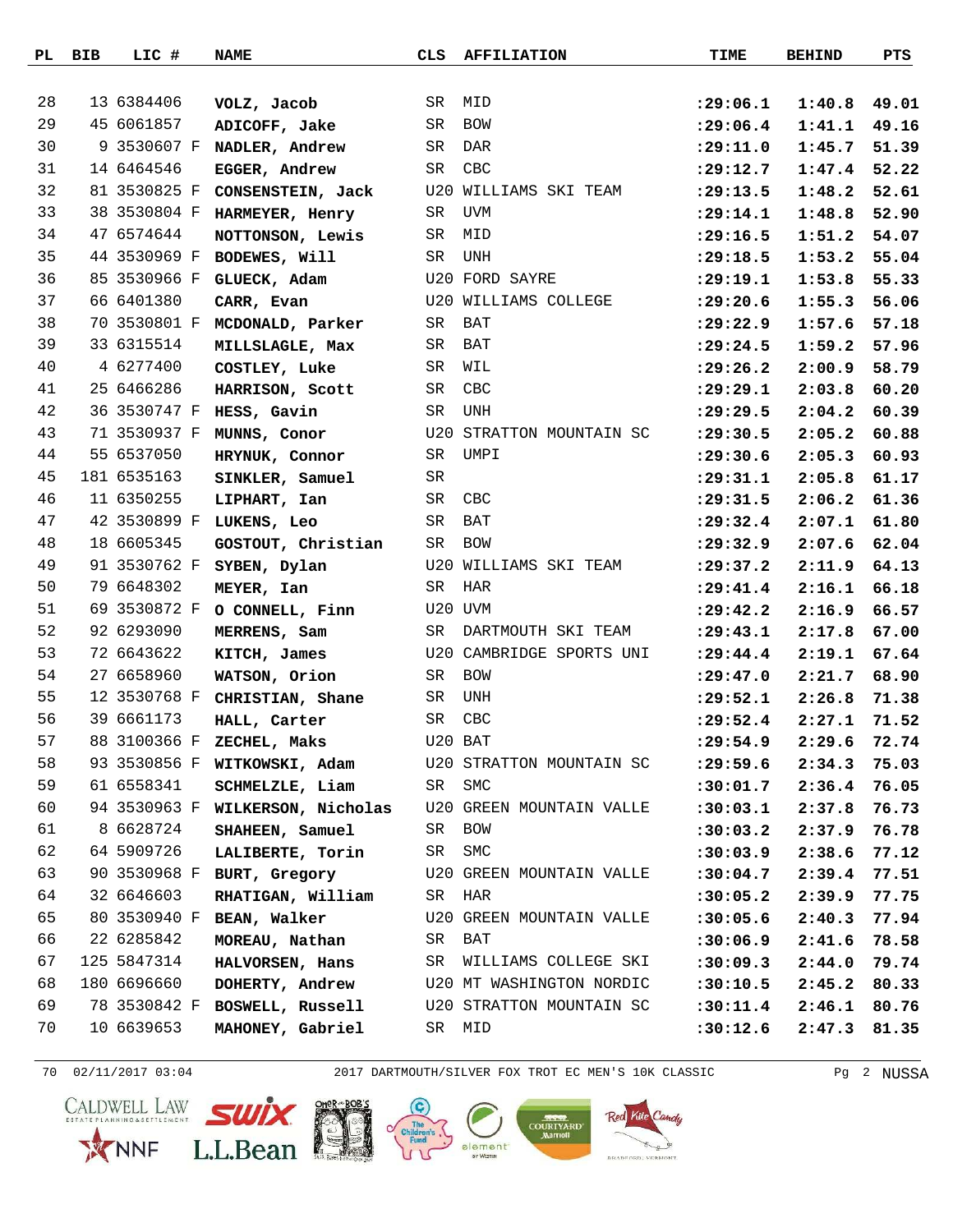| PL | BIB | LIC # | NAME | CLS | AFFILIATION | TIME | BEHIND | PTS |
|---|---|---|---|---|---|---|---|---|
| 28 | 13 | 6384406 | VOLZ, Jacob | SR | MID | :29:06.1 | 1:40.8 | 49.01 |
| 29 | 45 | 6061857 | ADICOFF, Jake | SR | BOW | :29:06.4 | 1:41.1 | 49.16 |
| 30 | 9 | 3530607 F | NADLER, Andrew | SR | DAR | :29:11.0 | 1:45.7 | 51.39 |
| 31 | 14 | 6464546 | EGGER, Andrew | SR | CBC | :29:12.7 | 1:47.4 | 52.22 |
| 32 | 81 | 3530825 F | CONSENSTEIN, Jack | U20 | WILLIAMS SKI TEAM | :29:13.5 | 1:48.2 | 52.61 |
| 33 | 38 | 3530804 F | HARMEYER, Henry | SR | UVM | :29:14.1 | 1:48.8 | 52.90 |
| 34 | 47 | 6574644 | NOTTONSON, Lewis | SR | MID | :29:16.5 | 1:51.2 | 54.07 |
| 35 | 44 | 3530969 F | BODEWES, Will | SR | UNH | :29:18.5 | 1:53.2 | 55.04 |
| 36 | 85 | 3530966 F | GLUECK, Adam | U20 | FORD SAYRE | :29:19.1 | 1:53.8 | 55.33 |
| 37 | 66 | 6401380 | CARR, Evan | U20 | WILLIAMS COLLEGE | :29:20.6 | 1:55.3 | 56.06 |
| 38 | 70 | 3530801 F | MCDONALD, Parker | SR | BAT | :29:22.9 | 1:57.6 | 57.18 |
| 39 | 33 | 6315514 | MILLSLAGLE, Max | SR | BAT | :29:24.5 | 1:59.2 | 57.96 |
| 40 | 4 | 6277400 | COSTLEY, Luke | SR | WIL | :29:26.2 | 2:00.9 | 58.79 |
| 41 | 25 | 6466286 | HARRISON, Scott | SR | CBC | :29:29.1 | 2:03.8 | 60.20 |
| 42 | 36 | 3530747 F | HESS, Gavin | SR | UNH | :29:29.5 | 2:04.2 | 60.39 |
| 43 | 71 | 3530937 F | MUNNS, Conor | U20 | STRATTON MOUNTAIN SC | :29:30.5 | 2:05.2 | 60.88 |
| 44 | 55 | 6537050 | HRYNUK, Connor | SR | UMPI | :29:30.6 | 2:05.3 | 60.93 |
| 45 | 181 | 6535163 | SINKLER, Samuel | SR | | :29:31.1 | 2:05.8 | 61.17 |
| 46 | 11 | 6350255 | LIPHART, Ian | SR | CBC | :29:31.5 | 2:06.2 | 61.36 |
| 47 | 42 | 3530899 F | LUKENS, Leo | SR | BAT | :29:32.4 | 2:07.1 | 61.80 |
| 48 | 18 | 6605345 | GOSTOUT, Christian | SR | BOW | :29:32.9 | 2:07.6 | 62.04 |
| 49 | 91 | 3530762 F | SYBEN, Dylan | U20 | WILLIAMS SKI TEAM | :29:37.2 | 2:11.9 | 64.13 |
| 50 | 79 | 6648302 | MEYER, Ian | SR | HAR | :29:41.4 | 2:16.1 | 66.18 |
| 51 | 69 | 3530872 F | O CONNELL, Finn | U20 | UVM | :29:42.2 | 2:16.9 | 66.57 |
| 52 | 92 | 6293090 | MERRENS, Sam | SR | DARTMOUTH SKI TEAM | :29:43.1 | 2:17.8 | 67.00 |
| 53 | 72 | 6643622 | KITCH, James | U20 | CAMBRIDGE SPORTS UNI | :29:44.4 | 2:19.1 | 67.64 |
| 54 | 27 | 6658960 | WATSON, Orion | SR | BOW | :29:47.0 | 2:21.7 | 68.90 |
| 55 | 12 | 3530768 F | CHRISTIAN, Shane | SR | UNH | :29:52.1 | 2:26.8 | 71.38 |
| 56 | 39 | 6661173 | HALL, Carter | SR | CBC | :29:52.4 | 2:27.1 | 71.52 |
| 57 | 88 | 3100366 F | ZECHEL, Maks | U20 | BAT | :29:54.9 | 2:29.6 | 72.74 |
| 58 | 93 | 3530856 F | WITKOWSKI, Adam | U20 | STRATTON MOUNTAIN SC | :29:59.6 | 2:34.3 | 75.03 |
| 59 | 61 | 6558341 | SCHMELZLE, Liam | SR | SMC | :30:01.7 | 2:36.4 | 76.05 |
| 60 | 94 | 3530963 F | WILKERSON, Nicholas | U20 | GREEN MOUNTAIN VALLE | :30:03.1 | 2:37.8 | 76.73 |
| 61 | 8 | 6628724 | SHAHEEN, Samuel | SR | BOW | :30:03.2 | 2:37.9 | 76.78 |
| 62 | 64 | 5909726 | LALIBERTE, Torin | SR | SMC | :30:03.9 | 2:38.6 | 77.12 |
| 63 | 90 | 3530968 F | BURT, Gregory | U20 | GREEN MOUNTAIN VALLE | :30:04.7 | 2:39.4 | 77.51 |
| 64 | 32 | 6646603 | RHATIGAN, William | SR | HAR | :30:05.2 | 2:39.9 | 77.75 |
| 65 | 80 | 3530940 F | BEAN, Walker | U20 | GREEN MOUNTAIN VALLE | :30:05.6 | 2:40.3 | 77.94 |
| 66 | 22 | 6285842 | MOREAU, Nathan | SR | BAT | :30:06.9 | 2:41.6 | 78.58 |
| 67 | 125 | 5847314 | HALVORSEN, Hans | SR | WILLIAMS COLLEGE SKI | :30:09.3 | 2:44.0 | 79.74 |
| 68 | 180 | 6696660 | DOHERTY, Andrew | U20 | MT WASHINGTON NORDIC | :30:10.5 | 2:45.2 | 80.33 |
| 69 | 78 | 3530842 F | BOSWELL, Russell | U20 | STRATTON MOUNTAIN SC | :30:11.4 | 2:46.1 | 80.76 |
| 70 | 10 | 6639653 | MAHONEY, Gabriel | SR | MID | :30:12.6 | 2:47.3 | 81.35 |

70 02/11/2017 03:04 2017 DARTMOUTH/SILVER FOX TROT EC MEN'S 10K CLASSIC NUSSA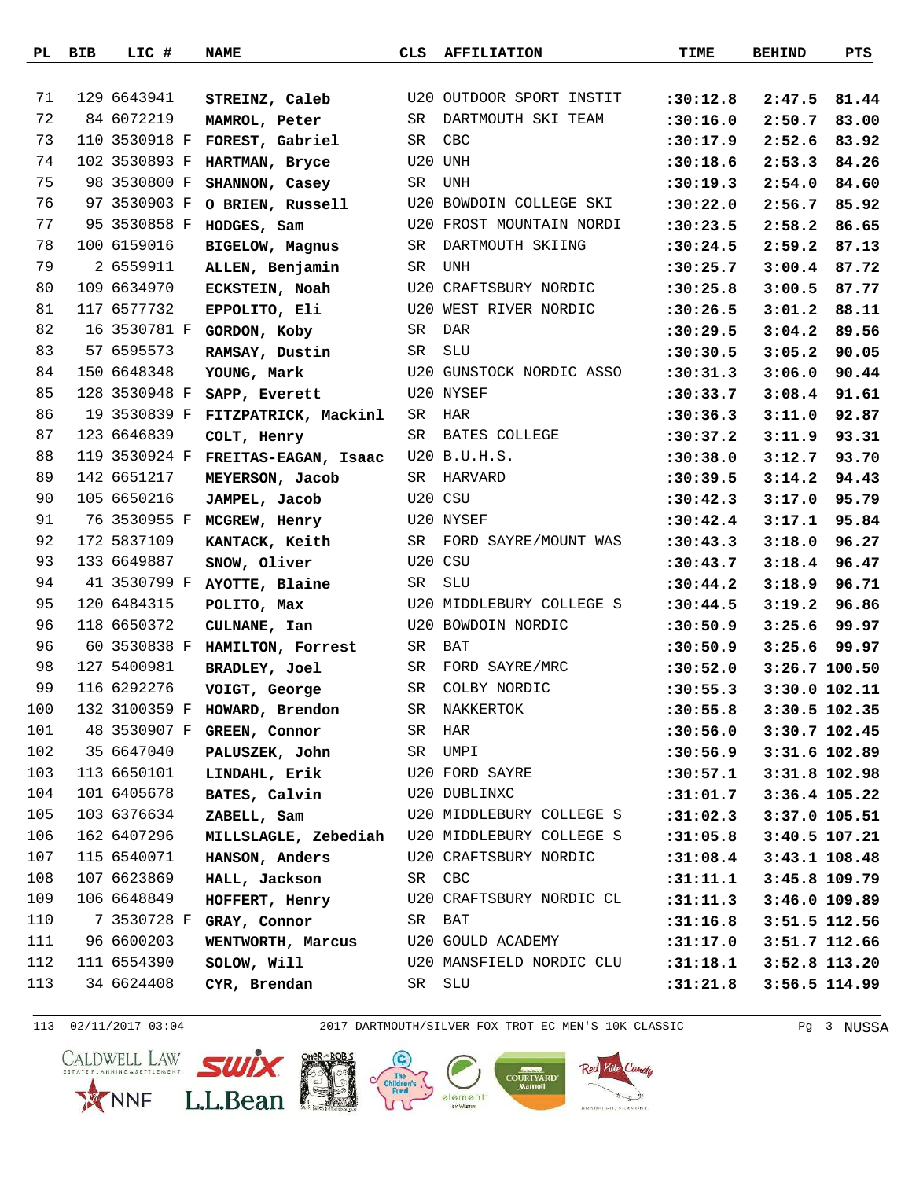| PL | BIB | LIC # | NAME | CLS | AFFILIATION | TIME | BEHIND | PTS |
|---|---|---|---|---|---|---|---|---|
| 71 | 129 | 6643941 | **STREINZ, Caleb** | U20 | OUTDOOR SPORT INSTIT | **:30:12.8** | **2:47.5** | **81.44** |
| 72 | 84 | 6072219 | **MAMROL, Peter** | SR | DARTMOUTH SKI TEAM | **:30:16.0** | **2:50.7** | **83.00** |
| 73 | 110 | 3530918 F | **FOREST, Gabriel** | SR | CBC | **:30:17.9** | **2:52.6** | **83.92** |
| 74 | 102 | 3530893 F | **HARTMAN, Bryce** | U20 | UNH | **:30:18.6** | **2:53.3** | **84.26** |
| 75 | 98 | 3530800 F | **SHANNON, Casey** | SR | UNH | **:30:19.3** | **2:54.0** | **84.60** |
| 76 | 97 | 3530903 F | **O BRIEN, Russell** | U20 | BOWDOIN COLLEGE SKI | **:30:22.0** | **2:56.7** | **85.92** |
| 77 | 95 | 3530858 F | **HODGES, Sam** | U20 | FROST MOUNTAIN NORDI | **:30:23.5** | **2:58.2** | **86.65** |
| 78 | 100 | 6159016 | **BIGELOW, Magnus** | SR | DARTMOUTH SKIING | **:30:24.5** | **2:59.2** | **87.13** |
| 79 | 2 | 6559911 | **ALLEN, Benjamin** | SR | UNH | **:30:25.7** | **3:00.4** | **87.72** |
| 80 | 109 | 6634970 | **ECKSTEIN, Noah** | U20 | CRAFTSBURY NORDIC | **:30:25.8** | **3:00.5** | **87.77** |
| 81 | 117 | 6577732 | **EPPOLITO, Eli** | U20 | WEST RIVER NORDIC | **:30:26.5** | **3:01.2** | **88.11** |
| 82 | 16 | 3530781 F | **GORDON, Koby** | SR | DAR | **:30:29.5** | **3:04.2** | **89.56** |
| 83 | 57 | 6595573 | **RAMSAY, Dustin** | SR | SLU | **:30:30.5** | **3:05.2** | **90.05** |
| 84 | 150 | 6648348 | **YOUNG, Mark** | U20 | GUNSTOCK NORDIC ASSO | **:30:31.3** | **3:06.0** | **90.44** |
| 85 | 128 | 3530948 F | **SAPP, Everett** | U20 | NYSEF | **:30:33.7** | **3:08.4** | **91.61** |
| 86 | 19 | 3530839 F | **FITZPATRICK, Mackinl** | SR | HAR | **:30:36.3** | **3:11.0** | **92.87** |
| 87 | 123 | 6646839 | **COLT, Henry** | SR | BATES COLLEGE | **:30:37.2** | **3:11.9** | **93.31** |
| 88 | 119 | 3530924 F | **FREITAS-EAGAN, Isaac** | U20 | B.U.H.S. | **:30:38.0** | **3:12.7** | **93.70** |
| 89 | 142 | 6651217 | **MEYERSON, Jacob** | SR | HARVARD | **:30:39.5** | **3:14.2** | **94.43** |
| 90 | 105 | 6650216 | **JAMPEL, Jacob** | U20 | CSU | **:30:42.3** | **3:17.0** | **95.79** |
| 91 | 76 | 3530955 F | **MCGREW, Henry** | U20 | NYSEF | **:30:42.4** | **3:17.1** | **95.84** |
| 92 | 172 | 5837109 | **KANTACK, Keith** | SR | FORD SAYRE/MOUNT WAS | **:30:43.3** | **3:18.0** | **96.27** |
| 93 | 133 | 6649887 | **SNOW, Oliver** | U20 | CSU | **:30:43.7** | **3:18.4** | **96.47** |
| 94 | 41 | 3530799 F | **AYOTTE, Blaine** | SR | SLU | **:30:44.2** | **3:18.9** | **96.71** |
| 95 | 120 | 6484315 | **POLITO, Max** | U20 | MIDDLEBURY COLLEGE S | **:30:44.5** | **3:19.2** | **96.86** |
| 96 | 118 | 6650372 | **CULNANE, Ian** | U20 | BOWDOIN NORDIC | **:30:50.9** | **3:25.6** | **99.97** |
| 96 | 60 | 3530838 F | **HAMILTON, Forrest** | SR | BAT | **:30:50.9** | **3:25.6** | **99.97** |
| 98 | 127 | 5400981 | **BRADLEY, Joel** | SR | FORD SAYRE/MRC | **:30:52.0** | **3:26.7** | **100.50** |
| 99 | 116 | 6292276 | **VOIGT, George** | SR | COLBY NORDIC | **:30:55.3** | **3:30.0** | **102.11** |
| 100 | 132 | 3100359 F | **HOWARD, Brendon** | SR | NAKKERTOK | **:30:55.8** | **3:30.5** | **102.35** |
| 101 | 48 | 3530907 F | **GREEN, Connor** | SR | HAR | **:30:56.0** | **3:30.7** | **102.45** |
| 102 | 35 | 6647040 | **PALUSZEK, John** | SR | UMPI | **:30:56.9** | **3:31.6** | **102.89** |
| 103 | 113 | 6650101 | **LINDAHL, Erik** | U20 | FORD SAYRE | **:30:57.1** | **3:31.8** | **102.98** |
| 104 | 101 | 6405678 | **BATES, Calvin** | U20 | DUBLINXC | **:31:01.7** | **3:36.4** | **105.22** |
| 105 | 103 | 6376634 | **ZABELL, Sam** | U20 | MIDDLEBURY COLLEGE S | **:31:02.3** | **3:37.0** | **105.51** |
| 106 | 162 | 6407296 | **MILLSLAGLE, Zebediah** | U20 | MIDDLEBURY COLLEGE S | **:31:05.8** | **3:40.5** | **107.21** |
| 107 | 115 | 6540071 | **HANSON, Anders** | U20 | CRAFTSBURY NORDIC | **:31:08.4** | **3:43.1** | **108.48** |
| 108 | 107 | 6623869 | **HALL, Jackson** | SR | CBC | **:31:11.1** | **3:45.8** | **109.79** |
| 109 | 106 | 6648849 | **HOFFERT, Henry** | U20 | CRAFTSBURY NORDIC CL | **:31:11.3** | **3:46.0** | **109.89** |
| 110 | 7 | 3530728 F | **GRAY, Connor** | SR | BAT | **:31:16.8** | **3:51.5** | **112.56** |
| 111 | 96 | 6600203 | **WENTWORTH, Marcus** | U20 | GOULD ACADEMY | **:31:17.0** | **3:51.7** | **112.66** |
| 112 | 111 | 6554390 | **SOLOW, Will** | U20 | MANSFIELD NORDIC CLU | **:31:18.1** | **3:52.8** | **113.20** |
| 113 | 34 | 6624408 | **CYR, Brendan** | SR | SLU | **:31:21.8** | **3:56.5** | **114.99** |

113 02/11/2017 03:04 2017 DARTMOUTH/SILVER FOX TROT EC MEN'S 10K CLASSIC NUSSA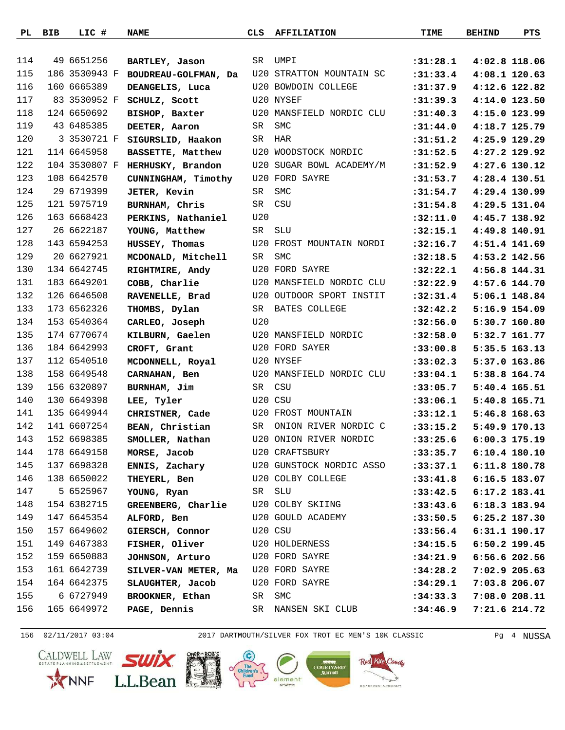| PL | BIB | LIC # | NAME | CLS | AFFILIATION | TIME | BEHIND | PTS |
|---|---|---|---|---|---|---|---|---|
| 114 | 49 | 6651256 | **BARTLEY, Jason** | SR | UMPI | **:31:28.1** | **4:02.8** | **118.06** |
| 115 | 186 | 3530943 F | **BOUDREAU-GOLFMAN, Da** | U20 | STRATTON MOUNTAIN SC | **:31:33.4** | **4:08.1** | **120.63** |
| 116 | 160 | 6665389 | **DEANGELIS, Luca** | U20 | BOWDOIN COLLEGE | **:31:37.9** | **4:12.6** | **122.82** |
| 117 | 83 | 3530952 F | **SCHULZ, Scott** | U20 | NYSEF | **:31:39.3** | **4:14.0** | **123.50** |
| 118 | 124 | 6650692 | **BISHOP, Baxter** | U20 | MANSFIELD NORDIC CLU | **:31:40.3** | **4:15.0** | **123.99** |
| 119 | 43 | 6485385 | **DEETER, Aaron** | SR | SMC | **:31:44.0** | **4:18.7** | **125.79** |
| 120 | 3 | 3530721 F | **SIGURSLID, Haakon** | SR | HAR | **:31:51.2** | **4:25.9** | **129.29** |
| 121 | 114 | 6645958 | **BASSETTE, Matthew** | U20 | WOODSTOCK NORDIC | **:31:52.5** | **4:27.2** | **129.92** |
| 122 | 104 | 3530807 F | **HERHUSKY, Brandon** | U20 | SUGAR BOWL ACADEMY/M | **:31:52.9** | **4:27.6** | **130.12** |
| 123 | 108 | 6642570 | **CUNNINGHAM, Timothy** | U20 | FORD SAYRE | **:31:53.7** | **4:28.4** | **130.51** |
| 124 | 29 | 6719399 | **JETER, Kevin** | SR | SMC | **:31:54.7** | **4:29.4** | **130.99** |
| 125 | 121 | 5975719 | **BURNHAM, Chris** | SR | CSU | **:31:54.8** | **4:29.5** | **131.04** |
| 126 | 163 | 6668423 | **PERKINS, Nathaniel** | U20 | | **:32:11.0** | **4:45.7** | **138.92** |
| 127 | 26 | 6622187 | **YOUNG, Matthew** | SR | SLU | **:32:15.1** | **4:49.8** | **140.91** |
| 128 | 143 | 6594253 | **HUSSEY, Thomas** | U20 | FROST MOUNTAIN NORDI | **:32:16.7** | **4:51.4** | **141.69** |
| 129 | 20 | 6627921 | **MCDONALD, Mitchell** | SR | SMC | **:32:18.5** | **4:53.2** | **142.56** |
| 130 | 134 | 6642745 | **RIGHTMIRE, Andy** | U20 | FORD SAYRE | **:32:22.1** | **4:56.8** | **144.31** |
| 131 | 183 | 6649201 | **COBB, Charlie** | U20 | MANSFIELD NORDIC CLU | **:32:22.9** | **4:57.6** | **144.70** |
| 132 | 126 | 6646508 | **RAVENELLE, Brad** | U20 | OUTDOOR SPORT INSTIT | **:32:31.4** | **5:06.1** | **148.84** |
| 133 | 173 | 6562326 | **THOMBS, Dylan** | SR | BATES COLLEGE | **:32:42.2** | **5:16.9** | **154.09** |
| 134 | 153 | 6540364 | **CARLEO, Joseph** | U20 | | **:32:56.0** | **5:30.7** | **160.80** |
| 135 | 174 | 6770674 | **KILBURN, Gaelen** | U20 | MANSFIELD NORDIC | **:32:58.0** | **5:32.7** | **161.77** |
| 136 | 184 | 6642993 | **CROFT, Grant** | U20 | FORD SAYER | **:33:00.8** | **5:35.5** | **163.13** |
| 137 | 112 | 6540510 | **MCDONNELL, Royal** | U20 | NYSEF | **:33:02.3** | **5:37.0** | **163.86** |
| 138 | 158 | 6649548 | **CARNAHAN, Ben** | U20 | MANSFIELD NORDIC CLU | **:33:04.1** | **5:38.8** | **164.74** |
| 139 | 156 | 6320897 | **BURNHAM, Jim** | SR | CSU | **:33:05.7** | **5:40.4** | **165.51** |
| 140 | 130 | 6649398 | **LEE, Tyler** | U20 | CSU | **:33:06.1** | **5:40.8** | **165.71** |
| 141 | 135 | 6649944 | **CHRISTNER, Cade** | U20 | FROST MOUNTAIN | **:33:12.1** | **5:46.8** | **168.63** |
| 142 | 141 | 6607254 | **BEAN, Christian** | SR | ONION RIVER NORDIC C | **:33:15.2** | **5:49.9** | **170.13** |
| 143 | 152 | 6698385 | **SMOLLER, Nathan** | U20 | ONION RIVER NORDIC | **:33:25.6** | **6:00.3** | **175.19** |
| 144 | 178 | 6649158 | **MORSE, Jacob** | U20 | CRAFTSBURY | **:33:35.7** | **6:10.4** | **180.10** |
| 145 | 137 | 6698328 | **ENNIS, Zachary** | U20 | GUNSTOCK NORDIC ASSO | **:33:37.1** | **6:11.8** | **180.78** |
| 146 | 138 | 6650022 | **THEYERL, Ben** | U20 | COLBY COLLEGE | **:33:41.8** | **6:16.5** | **183.07** |
| 147 | 5 | 6525967 | **YOUNG, Ryan** | SR | SLU | **:33:42.5** | **6:17.2** | **183.41** |
| 148 | 154 | 6382715 | **GREENBERG, Charlie** | U20 | COLBY SKIING | **:33:43.6** | **6:18.3** | **183.94** |
| 149 | 147 | 6645354 | **ALFORD, Ben** | U20 | GOULD ACADEMY | **:33:50.5** | **6:25.2** | **187.30** |
| 150 | 157 | 6649602 | **GIERSCH, Connor** | U20 | CSU | **:33:56.4** | **6:31.1** | **190.17** |
| 151 | 149 | 6467383 | **FISHER, Oliver** | U20 | HOLDERNESS | **:34:15.5** | **6:50.2** | **199.45** |
| 152 | 159 | 6650883 | **JOHNSON, Arturo** | U20 | FORD SAYRE | **:34:21.9** | **6:56.6** | **202.56** |
| 153 | 161 | 6642739 | **SILVER-VAN METER, Ma** | U20 | FORD SAYRE | **:34:28.2** | **7:02.9** | **205.63** |
| 154 | 164 | 6642375 | **SLAUGHTER, Jacob** | U20 | FORD SAYRE | **:34:29.1** | **7:03.8** | **206.07** |
| 155 | 6 | 6727949 | **BROOKNER, Ethan** | SR | SMC | **:34:33.3** | **7:08.0** | **208.11** |
| 156 | 165 | 6649972 | **PAGE, Dennis** | SR | NANSEN SKI CLUB | **:34:46.9** | **7:21.6** | **214.72** |

156 02/11/2017 03:04 2017 DARTMOUTH/SILVER FOX TROT EC MEN'S 10K CLASSIC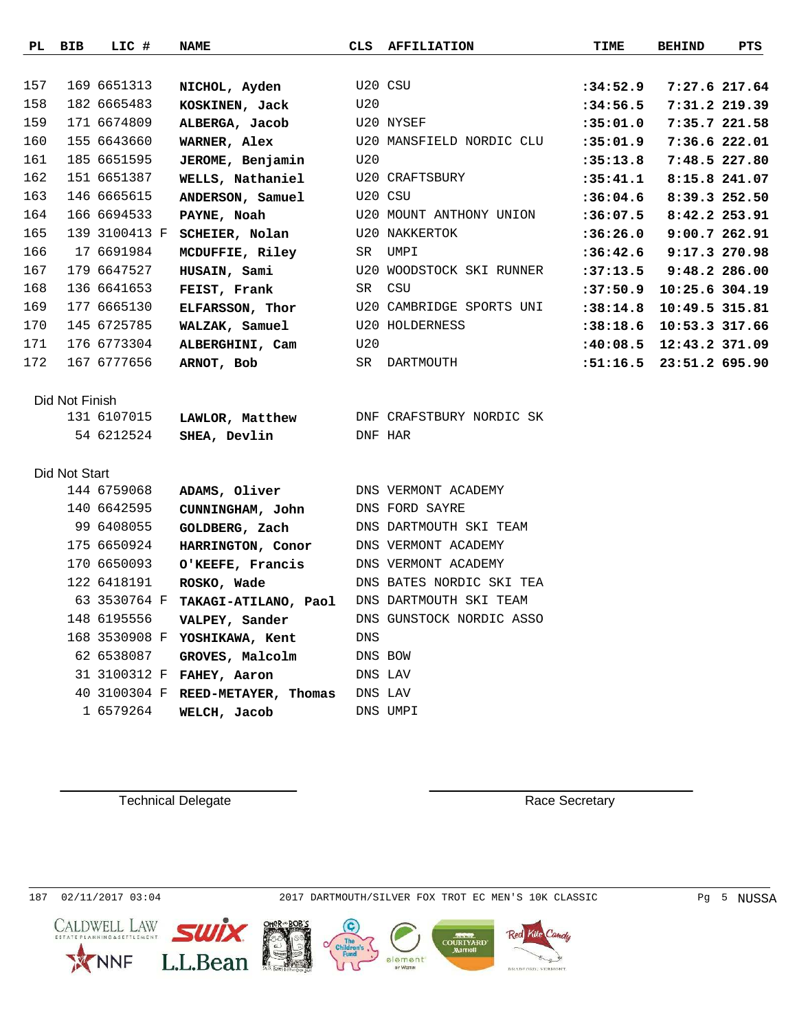| PL | BIB | LIC # | NAME | CLS | AFFILIATION | TIME | BEHIND | PTS |
|---|---|---|---|---|---|---|---|---|
| 157 | 169 | 6651313 | **NICHOL, Ayden** | U20 | CSU | **:34:52.9** | **7:27.6** | **217.64** |
| 158 | 182 | 6665483 | **KOSKINEN, Jack** | U20 | | **:34:56.5** | **7:31.2** | **219.39** |
| 159 | 171 | 6674809 | **ALBERGA, Jacob** | U20 | NYSEF | **:35:01.0** | **7:35.7** | **221.58** |
| 160 | 155 | 6643660 | **WARNER, Alex** | U20 | MANSFIELD NORDIC CLU | **:35:01.9** | **7:36.6** | **222.01** |
| 161 | 185 | 6651595 | **JEROME, Benjamin** | U20 | | **:35:13.8** | **7:48.5** | **227.80** |
| 162 | 151 | 6651387 | **WELLS, Nathaniel** | U20 | CRAFTSBURY | **:35:41.1** | **8:15.8** | **241.07** |
| 163 | 146 | 6665615 | **ANDERSON, Samuel** | U20 | CSU | **:36:04.6** | **8:39.3** | **252.50** |
| 164 | 166 | 6694533 | **PAYNE, Noah** | U20 | MOUNT ANTHONY UNION | **:36:07.5** | **8:42.2** | **253.91** |
| 165 | 139 | 3100413 F | **SCHEIER, Nolan** | U20 | NAKKERTOK | **:36:26.0** | **9:00.7** | **262.91** |
| 166 | 17 | 6691984 | **MCDUFFIE, Riley** | SR | UMPI | **:36:42.6** | **9:17.3** | **270.98** |
| 167 | 179 | 6647527 | **HUSAIN, Sami** | U20 | WOODSTOCK SKI RUNNER | **:37:13.5** | **9:48.2** | **286.00** |
| 168 | 136 | 6641653 | **FEIST, Frank** | SR | CSU | **:37:50.9** | **10:25.6** | **304.19** |
| 169 | 177 | 6665130 | **ELFARSSON, Thor** | U20 | CAMBRIDGE SPORTS UNI | **:38:14.8** | **10:49.5** | **315.81** |
| 170 | 145 | 6725785 | **WALZAK, Samuel** | U20 | HOLDERNESS | **:38:18.6** | **10:53.3** | **317.66** |
| 171 | 176 | 6773304 | **ALBERGHINI, Cam** | U20 | | **:40:08.5** | **12:43.2** | **371.09** |
| 172 | 167 | 6777656 | **ARNOT, Bob** | SR | DARTMOUTH | **:51:16.5** | **23:51.2** | **695.90** |

Did Not Finish

| BIB | LIC # | NAME | CLS | AFFILIATION |
|---|---|---|---|---|
| 131 | 6107015 | **LAWLOR, Matthew** | DNF | CRAFTSBURY NORDIC SK |
| 54 | 6212524 | **SHEA, Devlin** | DNF | HAR |

Did Not Start

| BIB | LIC # | NAME | CLS | AFFILIATION |
|---|---|---|---|---|
| 144 | 6759068 | **ADAMS, Oliver** | DNS | VERMONT ACADEMY |
| 140 | 6642595 | **CUNNINGHAM, John** | DNS | FORD SAYRE |
| 99 | 6408055 | **GOLDBERG, Zach** | DNS | DARTMOUTH SKI TEAM |
| 175 | 6650924 | **HARRINGTON, Conor** | DNS | VERMONT ACADEMY |
| 170 | 6650093 | **O'KEEFE, Francis** | DNS | VERMONT ACADEMY |
| 122 | 6418191 | **ROSKO, Wade** | DNS | BATES NORDIC SKI TEA |
| 63 | 3530764 F | **TAKAGI-ATILANO, Paol** | DNS | DARTMOUTH SKI TEAM |
| 148 | 6195556 | **VALPEY, Sander** | DNS | GUNSTOCK NORDIC ASSO |
| 168 | 3530908 F | **YOSHIKAWA, Kent** | DNS | |
| 62 | 6538087 | **GROVES, Malcolm** | DNS | BOW |
| 31 | 3100312 F | **FAHEY, Aaron** | DNS | LAV |
| 40 | 3100304 F | **REED-METAYER, Thomas** | DNS | LAV |
| 1 | 6579264 | **WELCH, Jacob** | DNS | UMPI |

Technical Delegate

Race Secretary

187 02/11/2017 03:04 2017 DARTMOUTH/SILVER FOX TROT EC MEN'S 10K CLASSIC NUSSA